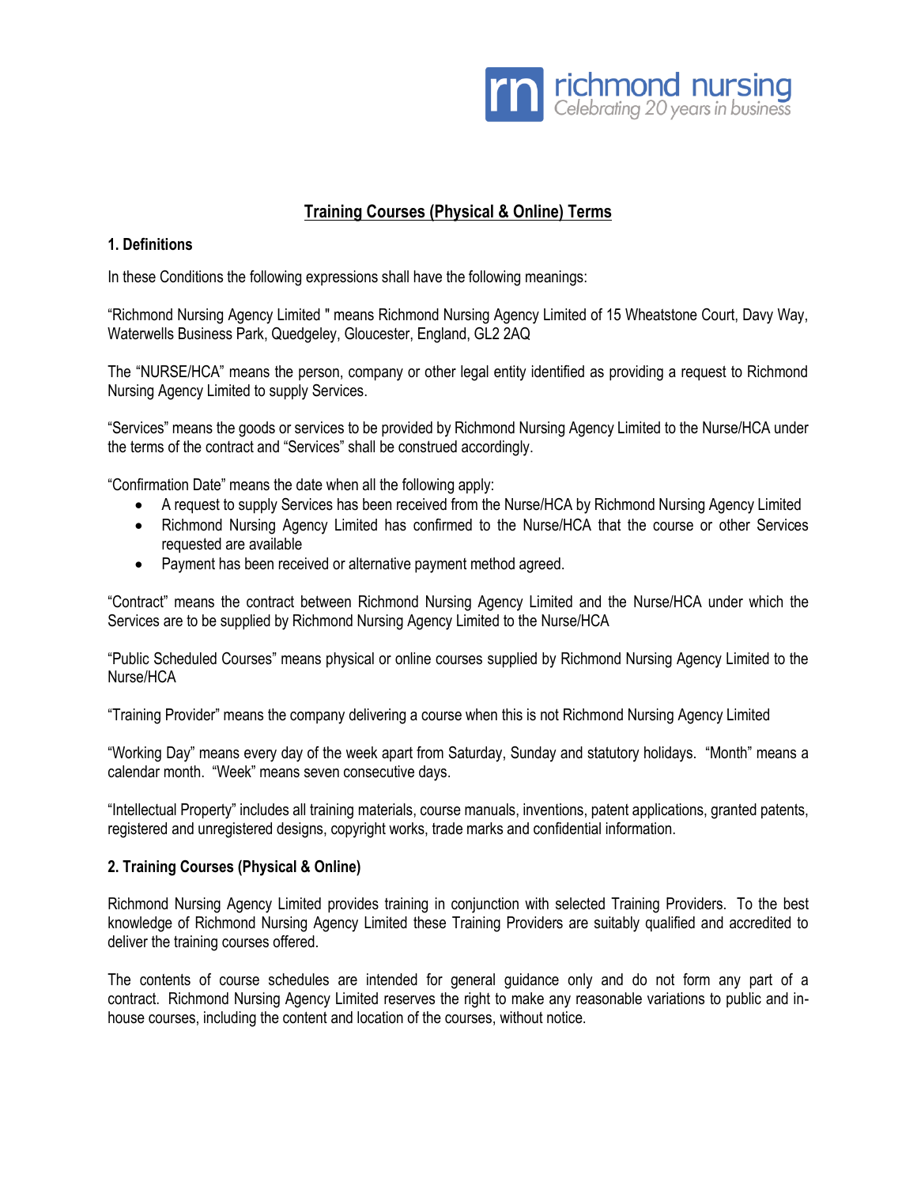richmond nursing
Celebrating 20 years in business

# Training Courses (Physical & Online) Terms

## 1. Definitions

In these Conditions the following expressions shall have the following meanings:

"Richmond Nursing Agency Limited " means Richmond Nursing Agency Limited of 15 Wheatstone Court, Davy Way, Waterwells Business Park, Quedgeley, Gloucester, England, GL2 2AQ

The "NURSE/HCA" means the person, company or other legal entity identified as providing a request to Richmond Nursing Agency Limited to supply Services.

"Services" means the goods or services to be provided by Richmond Nursing Agency Limited to the Nurse/HCA under the terms of the contract and "Services" shall be construed accordingly.

"Confirmation Date" means the date when all the following apply:

- A request to supply Services has been received from the Nurse/HCA by Richmond Nursing Agency Limited
- Richmond Nursing Agency Limited has confirmed to the Nurse/HCA that the course or other Services requested are available
- Payment has been received or alternative payment method agreed.

"Contract" means the contract between Richmond Nursing Agency Limited and the Nurse/HCA under which the Services are to be supplied by Richmond Nursing Agency Limited to the Nurse/HCA

"Public Scheduled Courses" means physical or online courses supplied by Richmond Nursing Agency Limited to the Nurse/HCA

"Training Provider" means the company delivering a course when this is not Richmond Nursing Agency Limited

"Working Day" means every day of the week apart from Saturday, Sunday and statutory holidays. "Month" means a calendar month. "Week" means seven consecutive days.

"Intellectual Property" includes all training materials, course manuals, inventions, patent applications, granted patents, registered and unregistered designs, copyright works, trade marks and confidential information.

## 2. Training Courses (Physical & Online)

Richmond Nursing Agency Limited provides training in conjunction with selected Training Providers. To the best knowledge of Richmond Nursing Agency Limited these Training Providers are suitably qualified and accredited to deliver the training courses offered.

The contents of course schedules are intended for general guidance only and do not form any part of a contract. Richmond Nursing Agency Limited reserves the right to make any reasonable variations to public and in-house courses, including the content and location of the courses, without notice.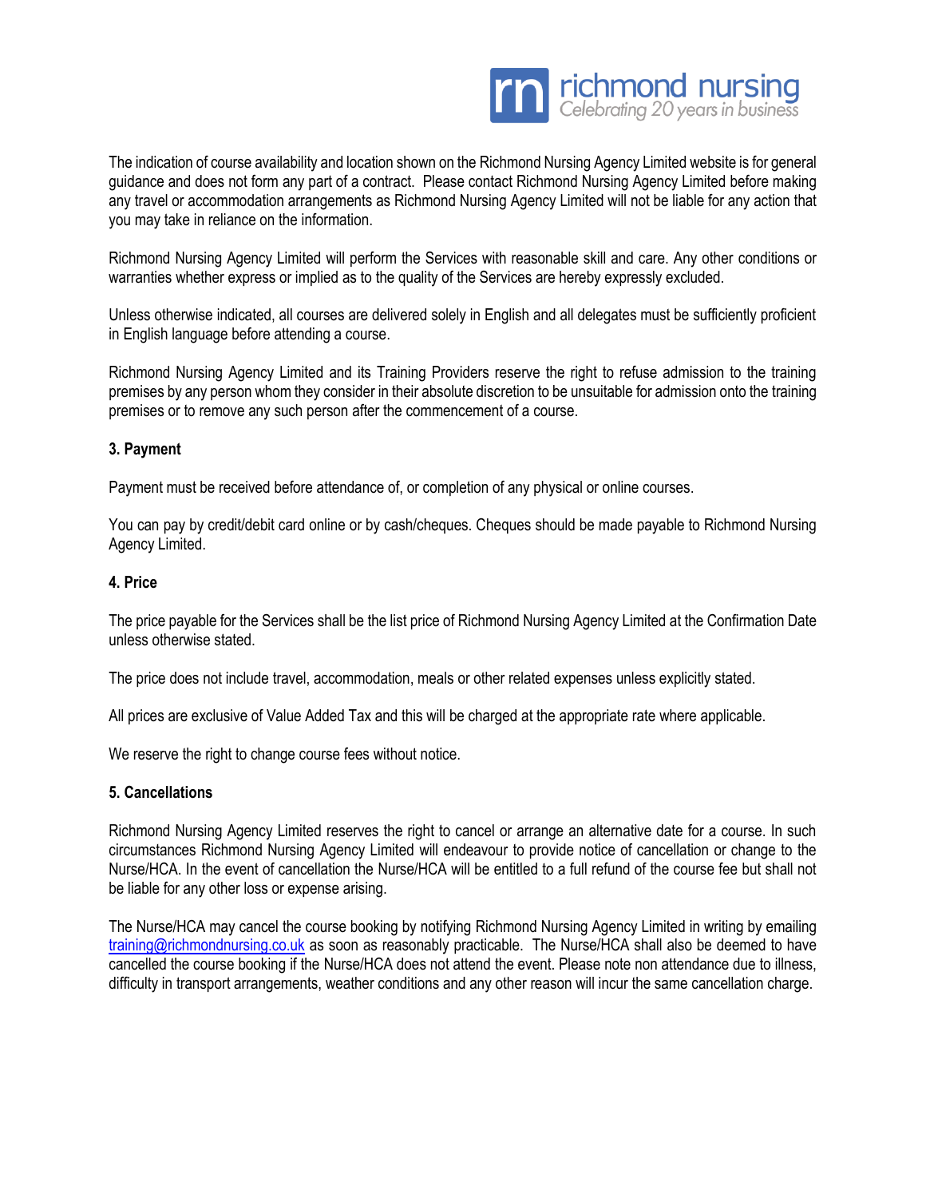The indication of course availability and location shown on the Richmond Nursing Agency Limited website is for general guidance and does not form any part of a contract. Please contact Richmond Nursing Agency Limited before making any travel or accommodation arrangements as Richmond Nursing Agency Limited will not be liable for any action that you may take in reliance on the information.

Richmond Nursing Agency Limited will perform the Services with reasonable skill and care. Any other conditions or warranties whether express or implied as to the quality of the Services are hereby expressly excluded.

Unless otherwise indicated, all courses are delivered solely in English and all delegates must be sufficiently proficient in English language before attending a course.

Richmond Nursing Agency Limited and its Training Providers reserve the right to refuse admission to the training premises by any person whom they consider in their absolute discretion to be unsuitable for admission onto the training premises or to remove any such person after the commencement of a course.

**3. Payment**

Payment must be received before attendance of, or completion of any physical or online courses.

You can pay by credit/debit card online or by cash/cheques. Cheques should be made payable to Richmond Nursing Agency Limited.

**4. Price**

The price payable for the Services shall be the list price of Richmond Nursing Agency Limited at the Confirmation Date unless otherwise stated.

The price does not include travel, accommodation, meals or other related expenses unless explicitly stated.

All prices are exclusive of Value Added Tax and this will be charged at the appropriate rate where applicable.

We reserve the right to change course fees without notice.

**5. Cancellations**

Richmond Nursing Agency Limited reserves the right to cancel or arrange an alternative date for a course. In such circumstances Richmond Nursing Agency Limited will endeavour to provide notice of cancellation or change to the Nurse/HCA. In the event of cancellation the Nurse/HCA will be entitled to a full refund of the course fee but shall not be liable for any other loss or expense arising.

The Nurse/HCA may cancel the course booking by notifying Richmond Nursing Agency Limited in writing by emailing training@richmondnursing.co.uk as soon as reasonably practicable. The Nurse/HCA shall also be deemed to have cancelled the course booking if the Nurse/HCA does not attend the event. Please note non attendance due to illness, difficulty in transport arrangements, weather conditions and any other reason will incur the same cancellation charge.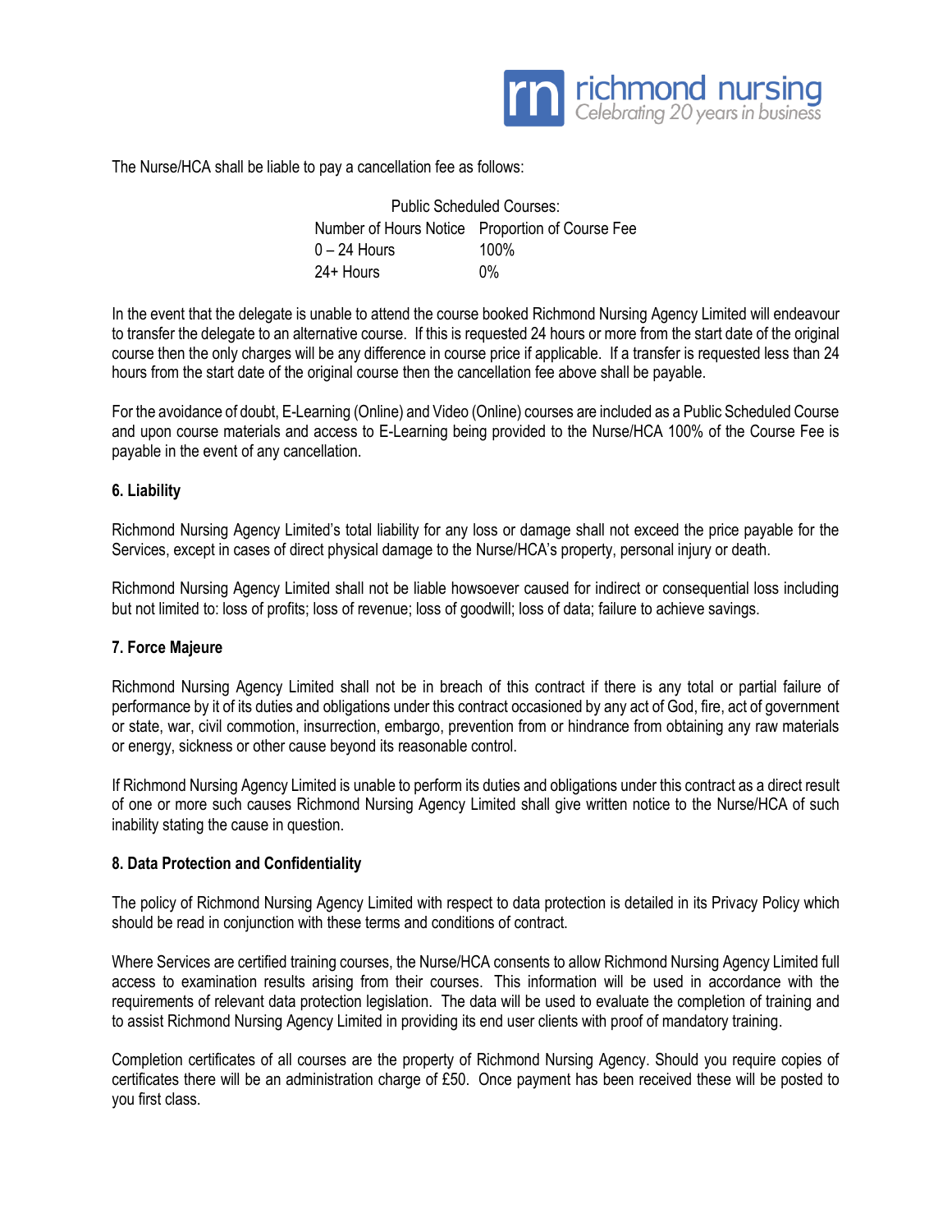The Nurse/HCA shall be liable to pay a cancellation fee as follows:

Public Scheduled Courses:

| Number of Hours Notice | Proportion of Course Fee |
|---|---|
| 0 – 24 Hours | 100% |
| 24+ Hours | 0% |

In the event that the delegate is unable to attend the course booked Richmond Nursing Agency Limited will endeavour to transfer the delegate to an alternative course. If this is requested 24 hours or more from the start date of the original course then the only charges will be any difference in course price if applicable. If a transfer is requested less than 24 hours from the start date of the original course then the cancellation fee above shall be payable.

For the avoidance of doubt, E-Learning (Online) and Video (Online) courses are included as a Public Scheduled Course and upon course materials and access to E-Learning being provided to the Nurse/HCA 100% of the Course Fee is payable in the event of any cancellation.

**6. Liability**

Richmond Nursing Agency Limited's total liability for any loss or damage shall not exceed the price payable for the Services, except in cases of direct physical damage to the Nurse/HCA's property, personal injury or death.

Richmond Nursing Agency Limited shall not be liable howsoever caused for indirect or consequential loss including but not limited to: loss of profits; loss of revenue; loss of goodwill; loss of data; failure to achieve savings.

**7. Force Majeure**

Richmond Nursing Agency Limited shall not be in breach of this contract if there is any total or partial failure of performance by it of its duties and obligations under this contract occasioned by any act of God, fire, act of government or state, war, civil commotion, insurrection, embargo, prevention from or hindrance from obtaining any raw materials or energy, sickness or other cause beyond its reasonable control.

If Richmond Nursing Agency Limited is unable to perform its duties and obligations under this contract as a direct result of one or more such causes Richmond Nursing Agency Limited shall give written notice to the Nurse/HCA of such inability stating the cause in question.

**8. Data Protection and Confidentiality**

The policy of Richmond Nursing Agency Limited with respect to data protection is detailed in its Privacy Policy which should be read in conjunction with these terms and conditions of contract.

Where Services are certified training courses, the Nurse/HCA consents to allow Richmond Nursing Agency Limited full access to examination results arising from their courses. This information will be used in accordance with the requirements of relevant data protection legislation. The data will be used to evaluate the completion of training and to assist Richmond Nursing Agency Limited in providing its end user clients with proof of mandatory training.

Completion certificates of all courses are the property of Richmond Nursing Agency. Should you require copies of certificates there will be an administration charge of £50. Once payment has been received these will be posted to you first class.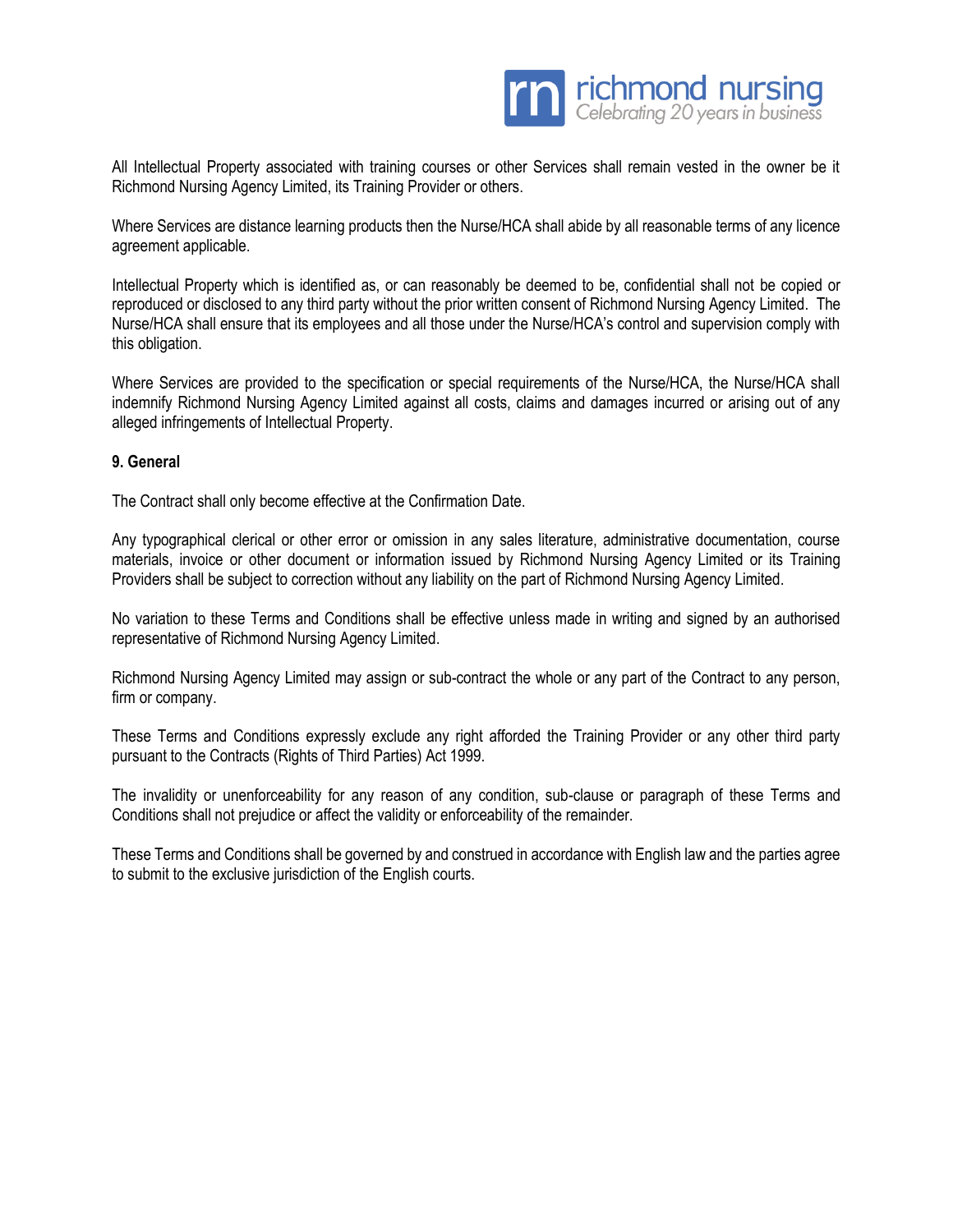All Intellectual Property associated with training courses or other Services shall remain vested in the owner be it Richmond Nursing Agency Limited, its Training Provider or others.

Where Services are distance learning products then the Nurse/HCA shall abide by all reasonable terms of any licence agreement applicable.

Intellectual Property which is identified as, or can reasonably be deemed to be, confidential shall not be copied or reproduced or disclosed to any third party without the prior written consent of Richmond Nursing Agency Limited. The Nurse/HCA shall ensure that its employees and all those under the Nurse/HCA's control and supervision comply with this obligation.

Where Services are provided to the specification or special requirements of the Nurse/HCA, the Nurse/HCA shall indemnify Richmond Nursing Agency Limited against all costs, claims and damages incurred or arising out of any alleged infringements of Intellectual Property.

**9. General**

The Contract shall only become effective at the Confirmation Date.

Any typographical clerical or other error or omission in any sales literature, administrative documentation, course materials, invoice or other document or information issued by Richmond Nursing Agency Limited or its Training Providers shall be subject to correction without any liability on the part of Richmond Nursing Agency Limited.

No variation to these Terms and Conditions shall be effective unless made in writing and signed by an authorised representative of Richmond Nursing Agency Limited.

Richmond Nursing Agency Limited may assign or sub-contract the whole or any part of the Contract to any person, firm or company.

These Terms and Conditions expressly exclude any right afforded the Training Provider or any other third party pursuant to the Contracts (Rights of Third Parties) Act 1999.

The invalidity or unenforceability for any reason of any condition, sub-clause or paragraph of these Terms and Conditions shall not prejudice or affect the validity or enforceability of the remainder.

These Terms and Conditions shall be governed by and construed in accordance with English law and the parties agree to submit to the exclusive jurisdiction of the English courts.